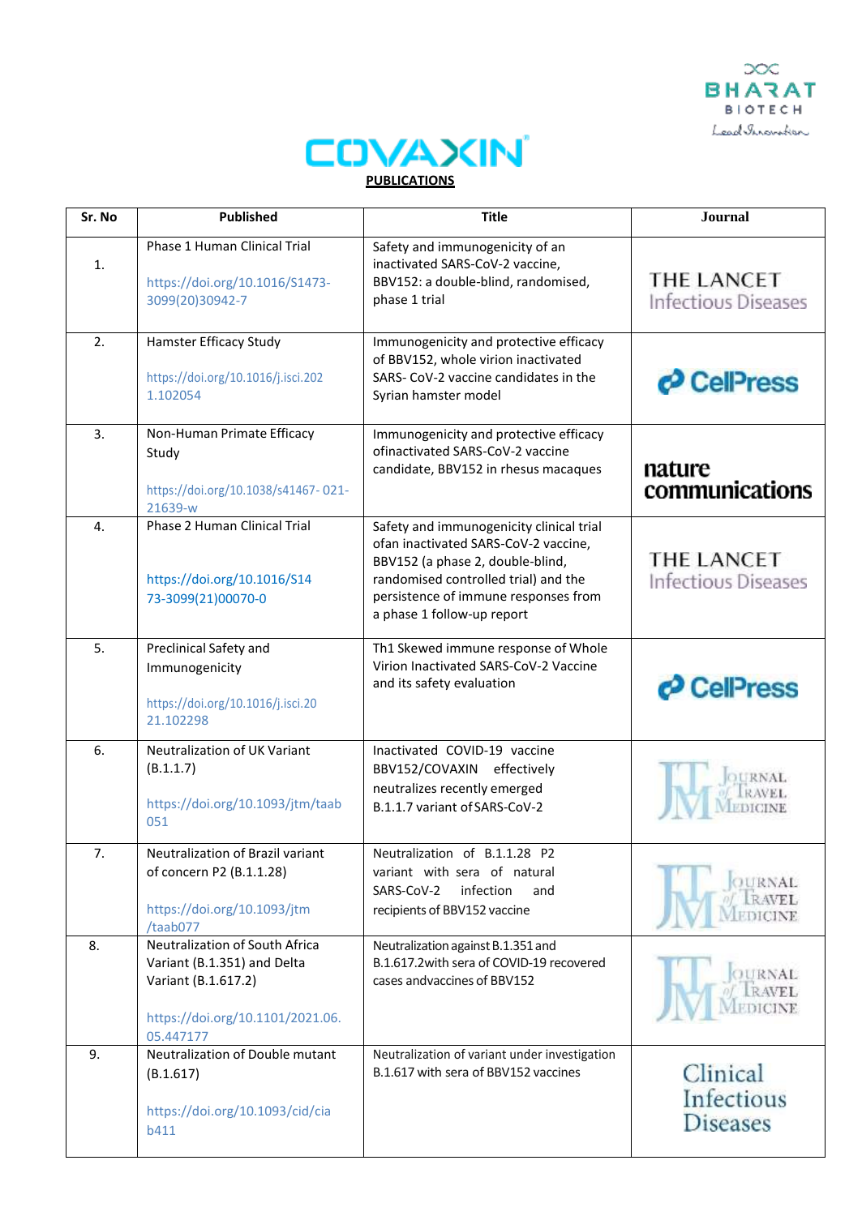# COVAXIN

**PUBLICATIONS**

| Sr. No | Published | Title | Journal |
|---|---|---|---|
| 1. | Phase 1 Human Clinical Trial<br><br>https://doi.org/10.1016/S1473-3099(20)30942-7 | Safety and immunogenicity of an inactivated SARS-CoV-2 vaccine, BBV152: a double-blind, randomised, phase 1 trial | THE LANCET Infectious Diseases |
| 2. | Hamster Efficacy Study<br><br>https://doi.org/10.1016/j.isci.2021.102054 | Immunogenicity and protective efficacy of BBV152, whole virion inactivated SARS- CoV-2 vaccine candidates in the Syrian hamster model | CellPress |
| 3. | Non-Human Primate Efficacy Study<br><br>https://doi.org/10.1038/s41467- 021-21639-w | Immunogenicity and protective efficacy ofinactivated SARS-CoV-2 vaccine candidate, BBV152 in rhesus macaques | nature communications |
| 4. | Phase 2 Human Clinical Trial<br><br>https://doi.org/10.1016/S1473-3099(21)00070-0 | Safety and immunogenicity clinical trial ofan inactivated SARS-CoV-2 vaccine, BBV152 (a phase 2, double-blind, randomised controlled trial) and the persistence of immune responses from a phase 1 follow-up report | THE LANCET Infectious Diseases |
| 5. | Preclinical Safety and Immunogenicity<br><br>https://doi.org/10.1016/j.isci.2021.102298 | Th1 Skewed immune response of Whole Virion Inactivated SARS-CoV-2 Vaccine and its safety evaluation | CellPress |
| 6. | Neutralization of UK Variant (B.1.1.7)<br><br>https://doi.org/10.1093/jtm/taab051 | Inactivated COVID-19 vaccine BBV152/COVAXIN effectively neutralizes recently emerged B.1.1.7 variant of SARS-CoV-2 | Journal of Travel Medicine |
| 7. | Neutralization of Brazil variant of concern P2 (B.1.1.28)<br><br>https://doi.org/10.1093/jtm/taab077 | Neutralization of B.1.1.28 P2 variant with sera of natural SARS-CoV-2 infection and recipients of BBV152 vaccine | Journal of Travel Medicine |
| 8. | Neutralization of South Africa Variant (B.1.351) and Delta Variant (B.1.617.2)<br><br>https://doi.org/10.1101/2021.06.05.447177 | Neutralization against B.1.351 and B.1.617.2with sera of COVID-19 recovered cases andvaccines of BBV152 | Journal of Travel Medicine |
| 9. | Neutralization of Double mutant (B.1.617)<br><br>https://doi.org/10.1093/cid/ciab411 | Neutralization of variant under investigation B.1.617 with sera of BBV152 vaccines | Clinical Infectious Diseases |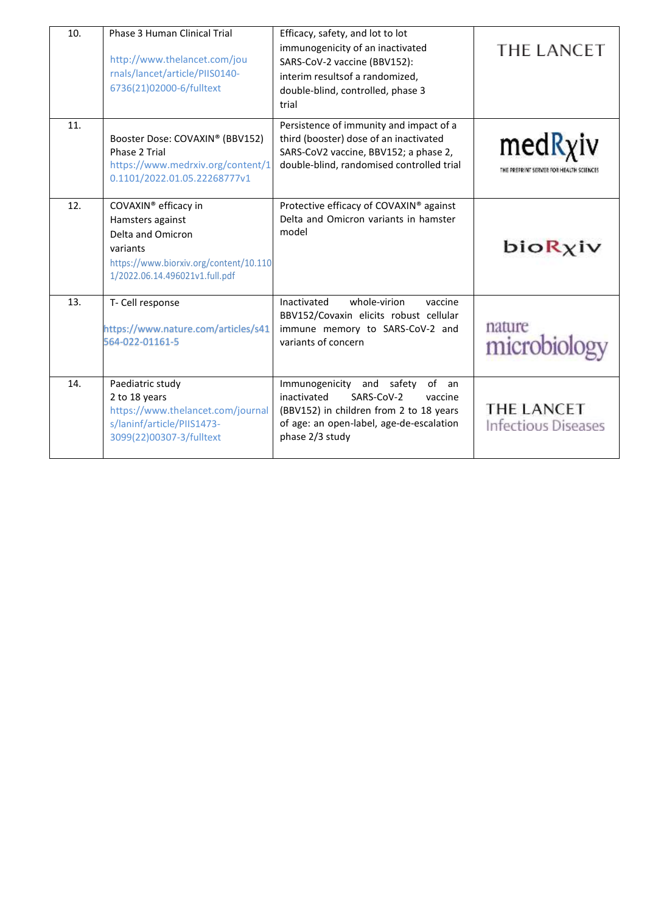| | | | |
|---|---|---|---|
| 10. | Phase 3 Human Clinical Trial<br><br>http://www.thelancet.com/journals/lancet/article/PIIS0140-6736(21)02000-6/fulltext | Efficacy, safety, and lot to lot immunogenicity of an inactivated SARS-CoV-2 vaccine (BBV152): interim resultsof a randomized, double-blind, controlled, phase 3 trial | THE LANCET |
| 11. | Booster Dose: COVAXIN® (BBV152) Phase 2 Trial<br>https://www.medrxiv.org/content/10.1101/2022.01.05.22268777v1 | Persistence of immunity and impact of a third (booster) dose of an inactivated SARS-CoV2 vaccine, BBV152; a phase 2, double-blind, randomised controlled trial | medRxiv<br>THE PREPRINT SERVER FOR HEALTH SCIENCES |
| 12. | COVAXIN® efficacy in Hamsters against Delta and Omicron variants<br>https://www.biorxiv.org/content/10.1101/2022.06.14.496021v1.full.pdf | Protective efficacy of COVAXIN® against Delta and Omicron variants in hamster model | bioRxiv |
| 13. | T- Cell response<br><br>https://www.nature.com/articles/s41564-022-01161-5 | Inactivated whole-virion vaccine BBV152/Covaxin elicits robust cellular immune memory to SARS-CoV-2 and variants of concern | nature microbiology |
| 14. | Paediatric study<br>2 to 18 years<br>https://www.thelancet.com/journals/laninf/article/PIIS1473-3099(22)00307-3/fulltext | Immunogenicity and safety of an inactivated SARS-CoV-2 vaccine (BBV152) in children from 2 to 18 years of age: an open-label, age-de-escalation phase 2/3 study | THE LANCET Infectious Diseases |